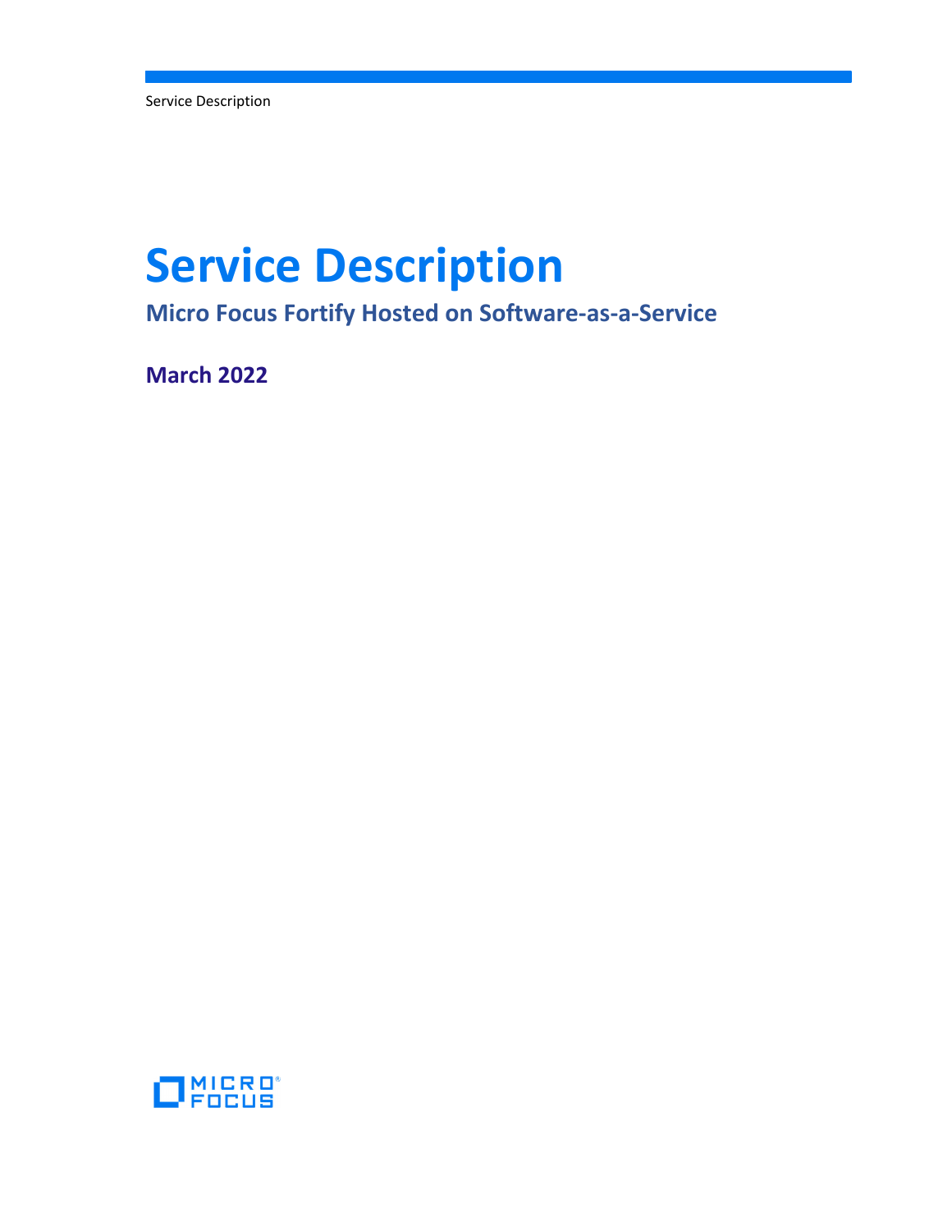# Service Description

## Micro Focus Fortify Hosted on Software-as-a-Service

### March 2022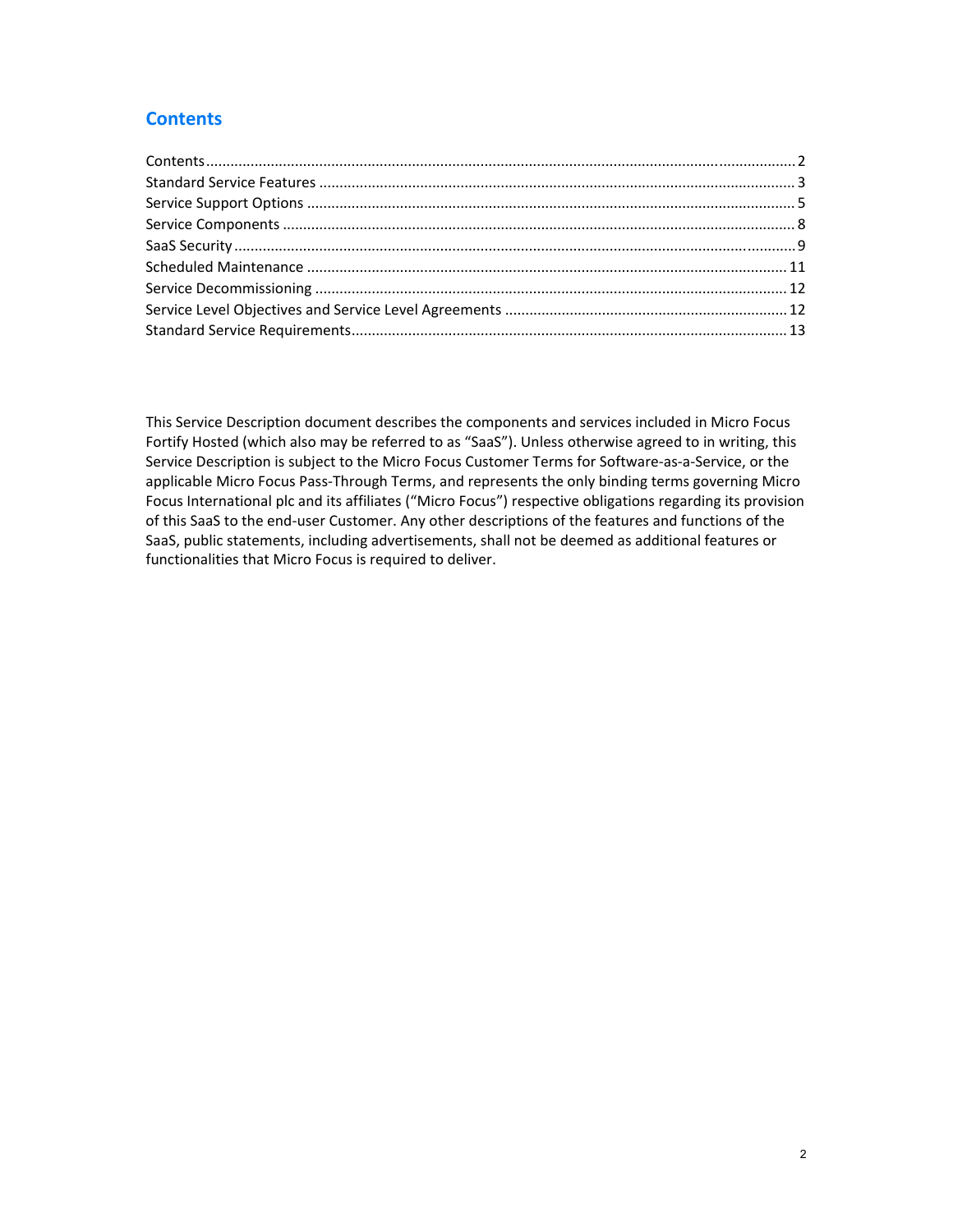## Contents

Contents........................................................................................................................................2
Standard Service Features ..............................................................................................................3
Service Support Options .................................................................................................................5
Service Components .......................................................................................................................8
SaaS Security...................................................................................................................................9
Scheduled Maintenance ...............................................................................................................11
Service Decommissioning .............................................................................................................12
Service Level Objectives and Service Level Agreements ...............................................................12
Standard Service Requirements....................................................................................................13

This Service Description document describes the components and services included in Micro Focus Fortify Hosted (which also may be referred to as "SaaS"). Unless otherwise agreed to in writing, this Service Description is subject to the Micro Focus Customer Terms for Software-as-a-Service, or the applicable Micro Focus Pass-Through Terms, and represents the only binding terms governing Micro Focus International plc and its affiliates ("Micro Focus") respective obligations regarding its provision of this SaaS to the end-user Customer. Any other descriptions of the features and functions of the SaaS, public statements, including advertisements, shall not be deemed as additional features or functionalities that Micro Focus is required to deliver.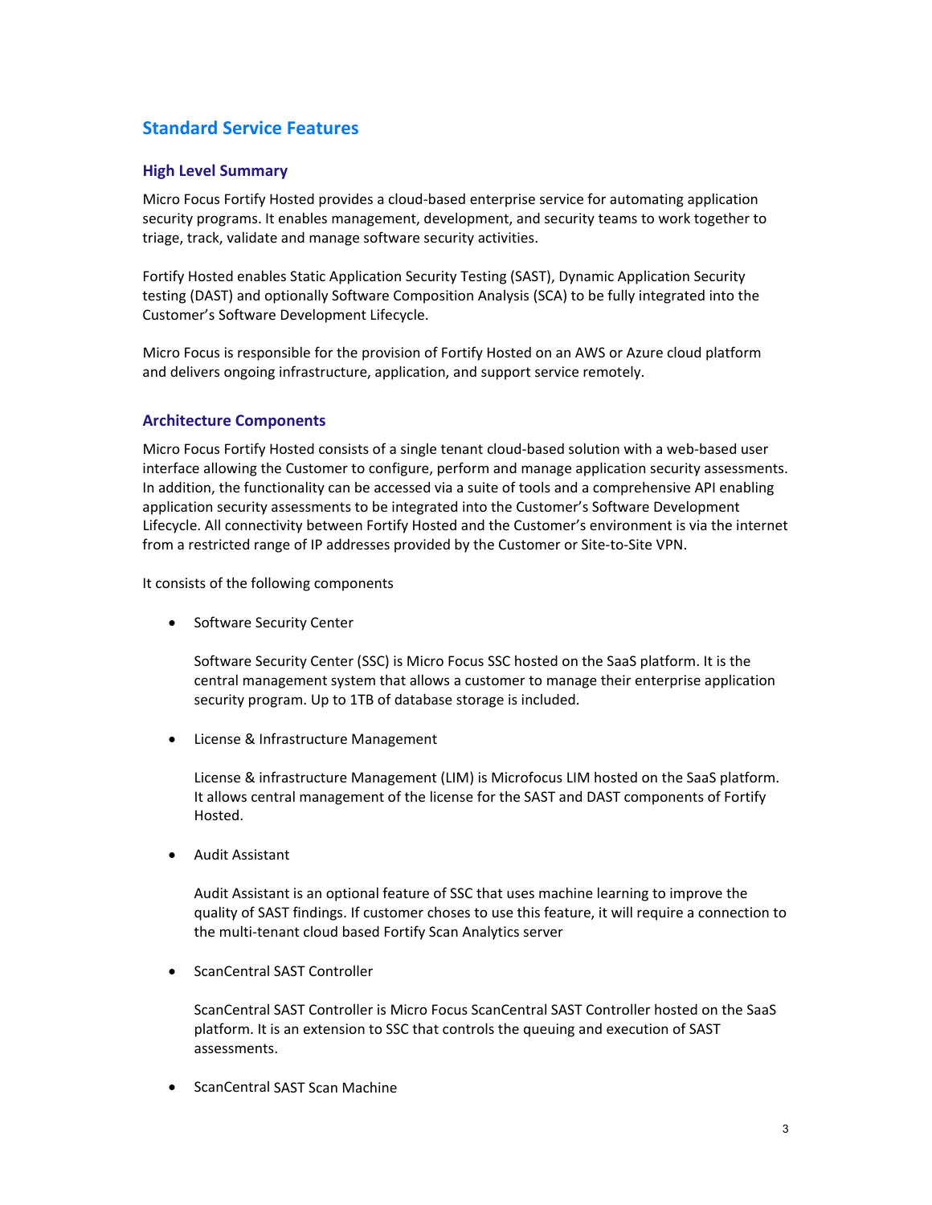## Standard Service Features

### High Level Summary

Micro Focus Fortify Hosted provides a cloud-based enterprise service for automating application security programs. It enables management, development, and security teams to work together to triage, track, validate and manage software security activities.

Fortify Hosted enables Static Application Security Testing (SAST), Dynamic Application Security testing (DAST) and optionally Software Composition Analysis (SCA) to be fully integrated into the Customer's Software Development Lifecycle.

Micro Focus is responsible for the provision of Fortify Hosted on an AWS or Azure cloud platform and delivers ongoing infrastructure, application, and support service remotely.

### Architecture Components

Micro Focus Fortify Hosted consists of a single tenant cloud-based solution with a web-based user interface allowing the Customer to configure, perform and manage application security assessments. In addition, the functionality can be accessed via a suite of tools and a comprehensive API enabling application security assessments to be integrated into the Customer's Software Development Lifecycle. All connectivity between Fortify Hosted and the Customer's environment is via the internet from a restricted range of IP addresses provided by the Customer or Site-to-Site VPN.

It consists of the following components

- Software Security Center

  Software Security Center (SSC) is Micro Focus SSC hosted on the SaaS platform. It is the central management system that allows a customer to manage their enterprise application security program. Up to 1TB of database storage is included.

- License & Infrastructure Management

  License & infrastructure Management (LIM) is Microfocus LIM hosted on the SaaS platform. It allows central management of the license for the SAST and DAST components of Fortify Hosted.

- Audit Assistant

  Audit Assistant is an optional feature of SSC that uses machine learning to improve the quality of SAST findings. If customer choses to use this feature, it will require a connection to the multi-tenant cloud based Fortify Scan Analytics server

- ScanCentral SAST Controller

  ScanCentral SAST Controller is Micro Focus ScanCentral SAST Controller hosted on the SaaS platform. It is an extension to SSC that controls the queuing and execution of SAST assessments.

- ScanCentral SAST Scan Machine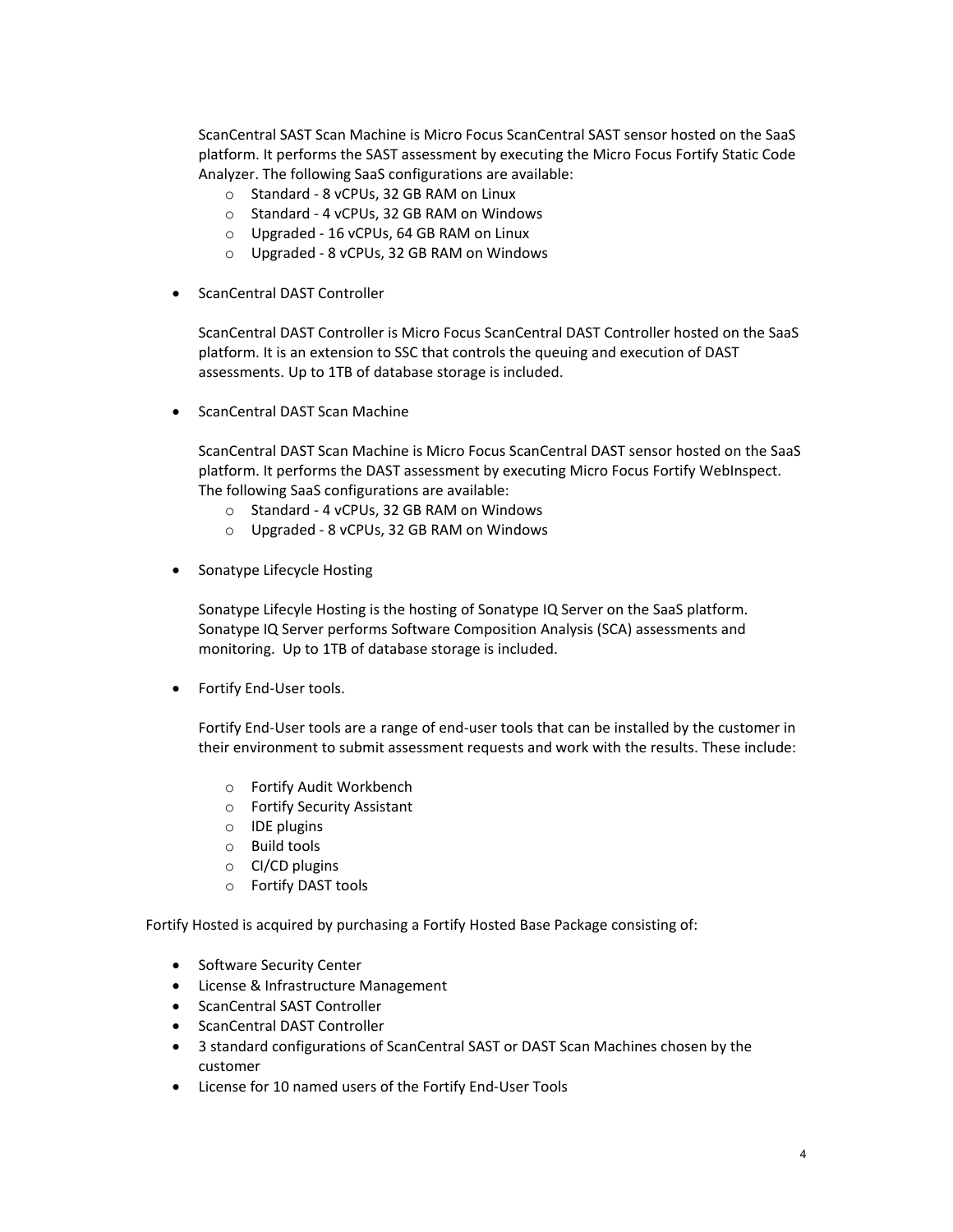ScanCentral SAST Scan Machine is Micro Focus ScanCentral SAST sensor hosted on the SaaS platform. It performs the SAST assessment by executing the Micro Focus Fortify Static Code Analyzer. The following SaaS configurations are available:

  - Standard - 8 vCPUs, 32 GB RAM on Linux
  - Standard - 4 vCPUs, 32 GB RAM on Windows
  - Upgraded - 16 vCPUs, 64 GB RAM on Linux
  - Upgraded - 8 vCPUs, 32 GB RAM on Windows

- ScanCentral DAST Controller

  ScanCentral DAST Controller is Micro Focus ScanCentral DAST Controller hosted on the SaaS platform. It is an extension to SSC that controls the queuing and execution of DAST assessments. Up to 1TB of database storage is included.

- ScanCentral DAST Scan Machine

  ScanCentral DAST Scan Machine is Micro Focus ScanCentral DAST sensor hosted on the SaaS platform. It performs the DAST assessment by executing Micro Focus Fortify WebInspect. The following SaaS configurations are available:

  - Standard - 4 vCPUs, 32 GB RAM on Windows
  - Upgraded - 8 vCPUs, 32 GB RAM on Windows

- Sonatype Lifecycle Hosting

  Sonatype Lifecyle Hosting is the hosting of Sonatype IQ Server on the SaaS platform. Sonatype IQ Server performs Software Composition Analysis (SCA) assessments and monitoring. Up to 1TB of database storage is included.

- Fortify End-User tools.

  Fortify End-User tools are a range of end-user tools that can be installed by the customer in their environment to submit assessment requests and work with the results. These include:

  - Fortify Audit Workbench
  - Fortify Security Assistant
  - IDE plugins
  - Build tools
  - CI/CD plugins
  - Fortify DAST tools

Fortify Hosted is acquired by purchasing a Fortify Hosted Base Package consisting of:

- Software Security Center
- License & Infrastructure Management
- ScanCentral SAST Controller
- ScanCentral DAST Controller
- 3 standard configurations of ScanCentral SAST or DAST Scan Machines chosen by the customer
- License for 10 named users of the Fortify End-User Tools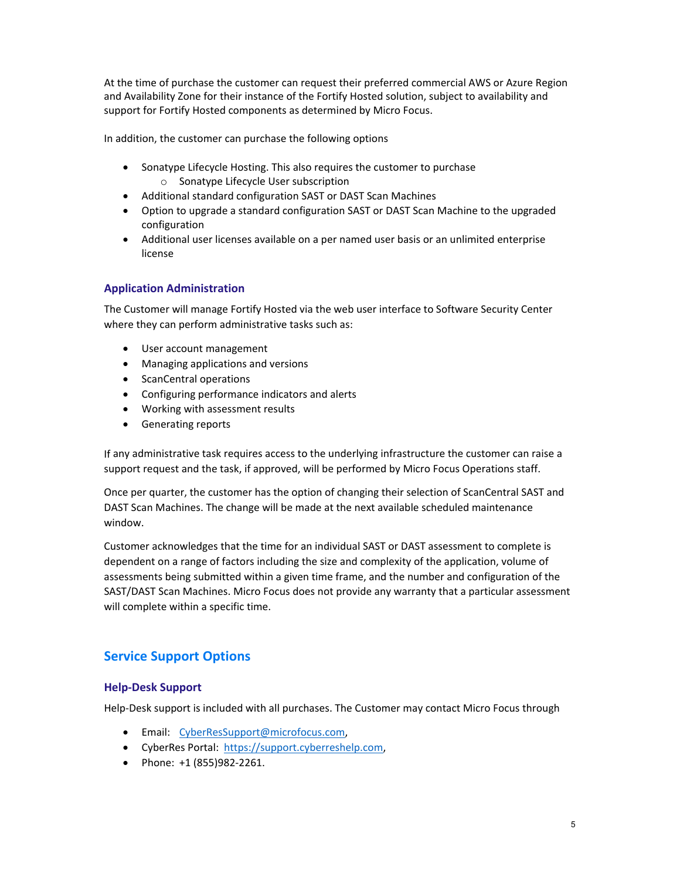At the time of purchase the customer can request their preferred commercial AWS or Azure Region and Availability Zone for their instance of the Fortify Hosted solution, subject to availability and support for Fortify Hosted components as determined by Micro Focus.

In addition, the customer can purchase the following options

- Sonatype Lifecycle Hosting. This also requires the customer to purchase
  - Sonatype Lifecycle User subscription
- Additional standard configuration SAST or DAST Scan Machines
- Option to upgrade a standard configuration SAST or DAST Scan Machine to the upgraded configuration
- Additional user licenses available on a per named user basis or an unlimited enterprise license

### Application Administration

The Customer will manage Fortify Hosted via the web user interface to Software Security Center where they can perform administrative tasks such as:

- User account management
- Managing applications and versions
- ScanCentral operations
- Configuring performance indicators and alerts
- Working with assessment results
- Generating reports

If any administrative task requires access to the underlying infrastructure the customer can raise a support request and the task, if approved, will be performed by Micro Focus Operations staff.

Once per quarter, the customer has the option of changing their selection of ScanCentral SAST and DAST Scan Machines. The change will be made at the next available scheduled maintenance window.

Customer acknowledges that the time for an individual SAST or DAST assessment to complete is dependent on a range of factors including the size and complexity of the application, volume of assessments being submitted within a given time frame, and the number and configuration of the SAST/DAST Scan Machines. Micro Focus does not provide any warranty that a particular assessment will complete within a specific time.

## Service Support Options

### Help-Desk Support

Help-Desk support is included with all purchases. The Customer may contact Micro Focus through

- Email: [CyberResSupport@microfocus.com](mailto:CyberResSupport@microfocus.com),
- CyberRes Portal: [https://support.cyberreshelp.com](https://support.cyberreshelp.com),
- Phone: +1 (855)982-2261.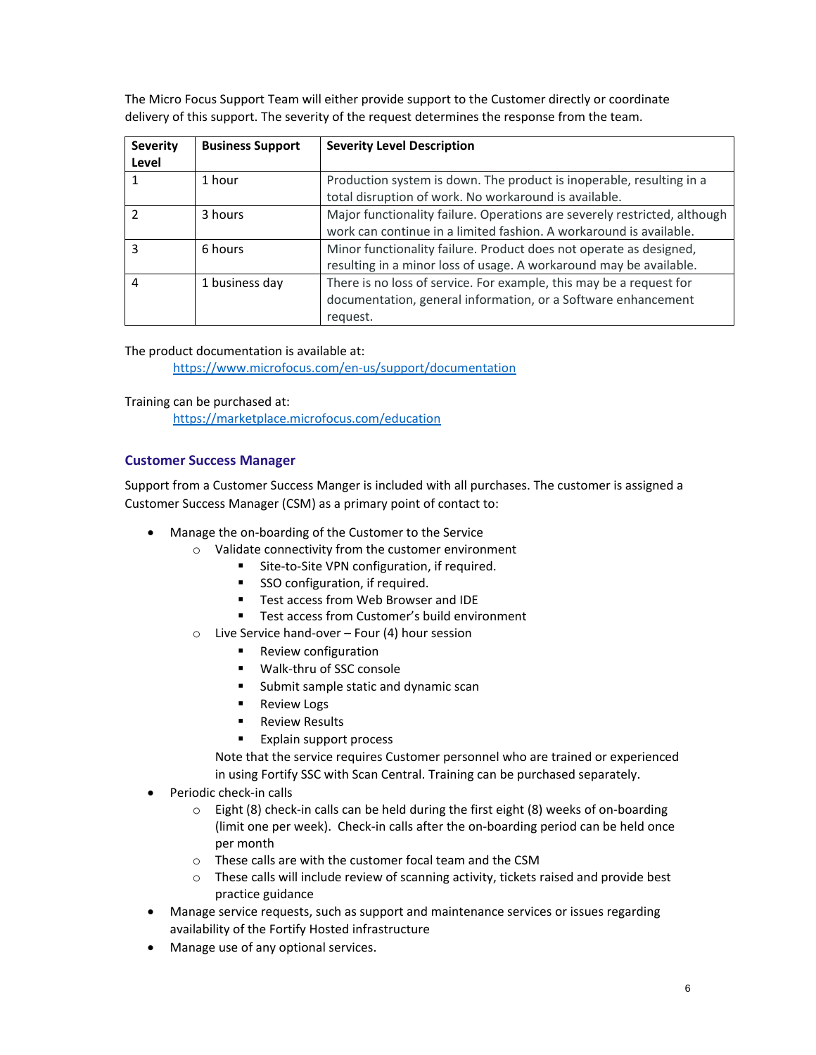The Micro Focus Support Team will either provide support to the Customer directly or coordinate delivery of this support. The severity of the request determines the response from the team.

| Severity Level | Business Support | Severity Level Description |
|---|---|---|
| 1 | 1 hour | Production system is down. The product is inoperable, resulting in a total disruption of work. No workaround is available. |
| 2 | 3 hours | Major functionality failure. Operations are severely restricted, although work can continue in a limited fashion. A workaround is available. |
| 3 | 6 hours | Minor functionality failure. Product does not operate as designed, resulting in a minor loss of usage. A workaround may be available. |
| 4 | 1 business day | There is no loss of service. For example, this may be a request for documentation, general information, or a Software enhancement request. |

The product documentation is available at:

https://www.microfocus.com/en-us/support/documentation

Training can be purchased at:

https://marketplace.microfocus.com/education

### Customer Success Manager

Support from a Customer Success Manger is included with all purchases. The customer is assigned a Customer Success Manager (CSM) as a primary point of contact to:

- Manage the on-boarding of the Customer to the Service
  - Validate connectivity from the customer environment
    - Site-to-Site VPN configuration, if required.
    - SSO configuration, if required.
    - Test access from Web Browser and IDE
    - Test access from Customer's build environment
  - Live Service hand-over – Four (4) hour session
    - Review configuration
    - Walk-thru of SSC console
    - Submit sample static and dynamic scan
    - Review Logs
    - Review Results
    - Explain support process

    Note that the service requires Customer personnel who are trained or experienced in using Fortify SSC with Scan Central. Training can be purchased separately.
- Periodic check-in calls
  - Eight (8) check-in calls can be held during the first eight (8) weeks of on-boarding (limit one per week). Check-in calls after the on-boarding period can be held once per month
  - These calls are with the customer focal team and the CSM
  - These calls will include review of scanning activity, tickets raised and provide best practice guidance
- Manage service requests, such as support and maintenance services or issues regarding availability of the Fortify Hosted infrastructure
- Manage use of any optional services.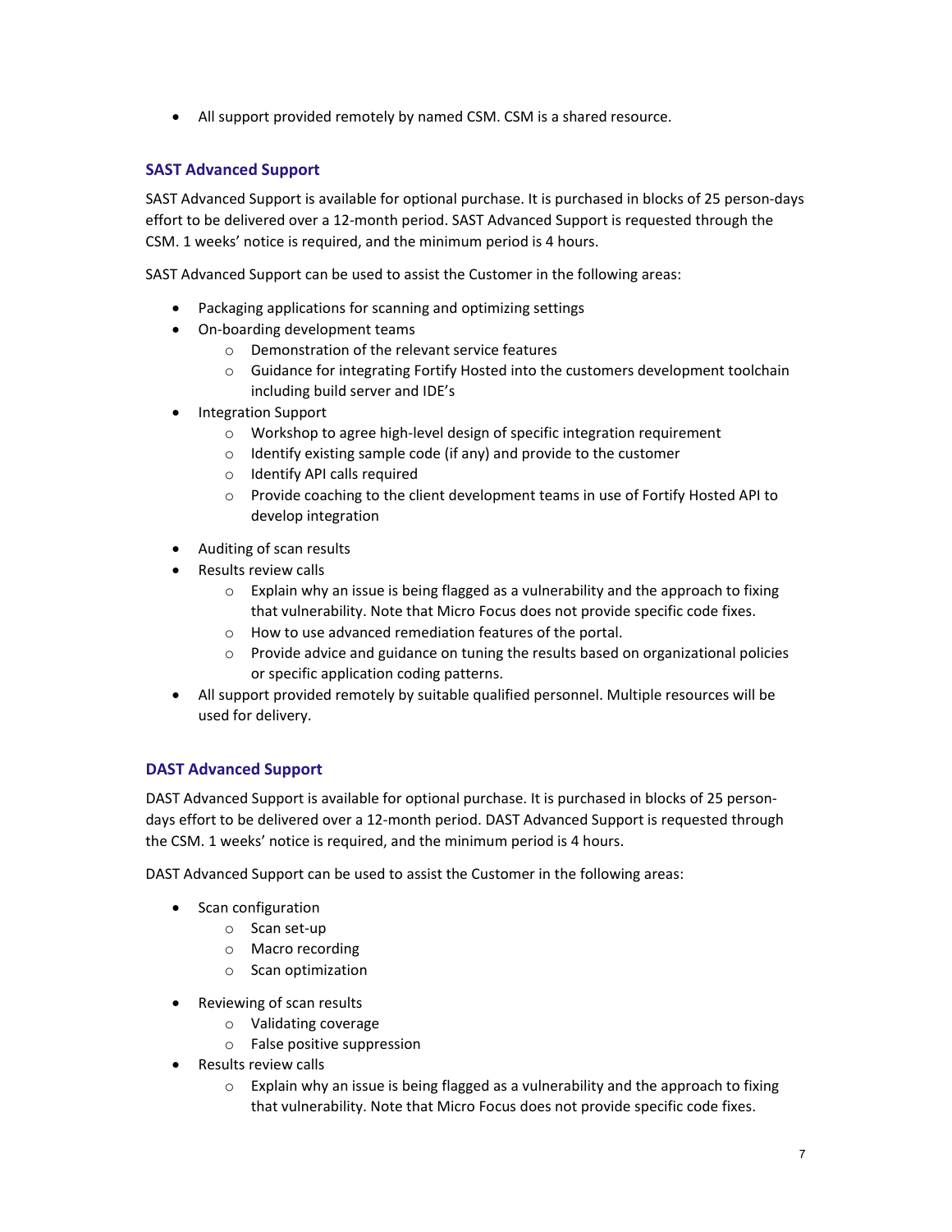- All support provided remotely by named CSM. CSM is a shared resource.

### SAST Advanced Support

SAST Advanced Support is available for optional purchase. It is purchased in blocks of 25 person-days effort to be delivered over a 12-month period. SAST Advanced Support is requested through the CSM. 1 weeks' notice is required, and the minimum period is 4 hours.

SAST Advanced Support can be used to assist the Customer in the following areas:

- Packaging applications for scanning and optimizing settings
- On-boarding development teams
  - Demonstration of the relevant service features
  - Guidance for integrating Fortify Hosted into the customers development toolchain including build server and IDE's
- Integration Support
  - Workshop to agree high-level design of specific integration requirement
  - Identify existing sample code (if any) and provide to the customer
  - Identify API calls required
  - Provide coaching to the client development teams in use of Fortify Hosted API to develop integration
- Auditing of scan results
- Results review calls
  - Explain why an issue is being flagged as a vulnerability and the approach to fixing that vulnerability. Note that Micro Focus does not provide specific code fixes.
  - How to use advanced remediation features of the portal.
  - Provide advice and guidance on tuning the results based on organizational policies or specific application coding patterns.
- All support provided remotely by suitable qualified personnel. Multiple resources will be used for delivery.

### DAST Advanced Support

DAST Advanced Support is available for optional purchase. It is purchased in blocks of 25 person-days effort to be delivered over a 12-month period. DAST Advanced Support is requested through the CSM. 1 weeks' notice is required, and the minimum period is 4 hours.

DAST Advanced Support can be used to assist the Customer in the following areas:

- Scan configuration
  - Scan set-up
  - Macro recording
  - Scan optimization
- Reviewing of scan results
  - Validating coverage
  - False positive suppression
- Results review calls
  - Explain why an issue is being flagged as a vulnerability and the approach to fixing that vulnerability. Note that Micro Focus does not provide specific code fixes.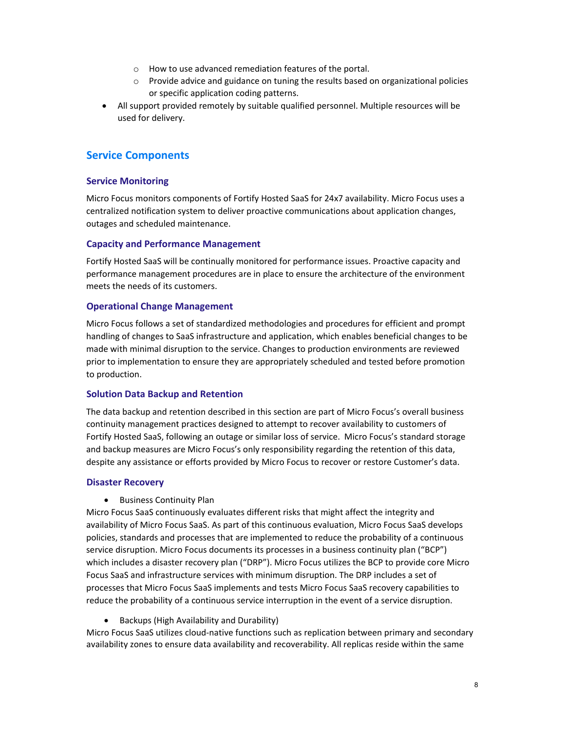- How to use advanced remediation features of the portal.
  - Provide advice and guidance on tuning the results based on organizational policies or specific application coding patterns.
- All support provided remotely by suitable qualified personnel. Multiple resources will be used for delivery.

## Service Components

### Service Monitoring

Micro Focus monitors components of Fortify Hosted SaaS for 24x7 availability. Micro Focus uses a centralized notification system to deliver proactive communications about application changes, outages and scheduled maintenance.

### Capacity and Performance Management

Fortify Hosted SaaS will be continually monitored for performance issues. Proactive capacity and performance management procedures are in place to ensure the architecture of the environment meets the needs of its customers.

### Operational Change Management

Micro Focus follows a set of standardized methodologies and procedures for efficient and prompt handling of changes to SaaS infrastructure and application, which enables beneficial changes to be made with minimal disruption to the service. Changes to production environments are reviewed prior to implementation to ensure they are appropriately scheduled and tested before promotion to production.

### Solution Data Backup and Retention

The data backup and retention described in this section are part of Micro Focus's overall business continuity management practices designed to attempt to recover availability to customers of Fortify Hosted SaaS, following an outage or similar loss of service. Micro Focus's standard storage and backup measures are Micro Focus's only responsibility regarding the retention of this data, despite any assistance or efforts provided by Micro Focus to recover or restore Customer's data.

### Disaster Recovery

- Business Continuity Plan

Micro Focus SaaS continuously evaluates different risks that might affect the integrity and availability of Micro Focus SaaS. As part of this continuous evaluation, Micro Focus SaaS develops policies, standards and processes that are implemented to reduce the probability of a continuous service disruption. Micro Focus documents its processes in a business continuity plan ("BCP") which includes a disaster recovery plan ("DRP"). Micro Focus utilizes the BCP to provide core Micro Focus SaaS and infrastructure services with minimum disruption. The DRP includes a set of processes that Micro Focus SaaS implements and tests Micro Focus SaaS recovery capabilities to reduce the probability of a continuous service interruption in the event of a service disruption.

- Backups (High Availability and Durability)

Micro Focus SaaS utilizes cloud-native functions such as replication between primary and secondary availability zones to ensure data availability and recoverability. All replicas reside within the same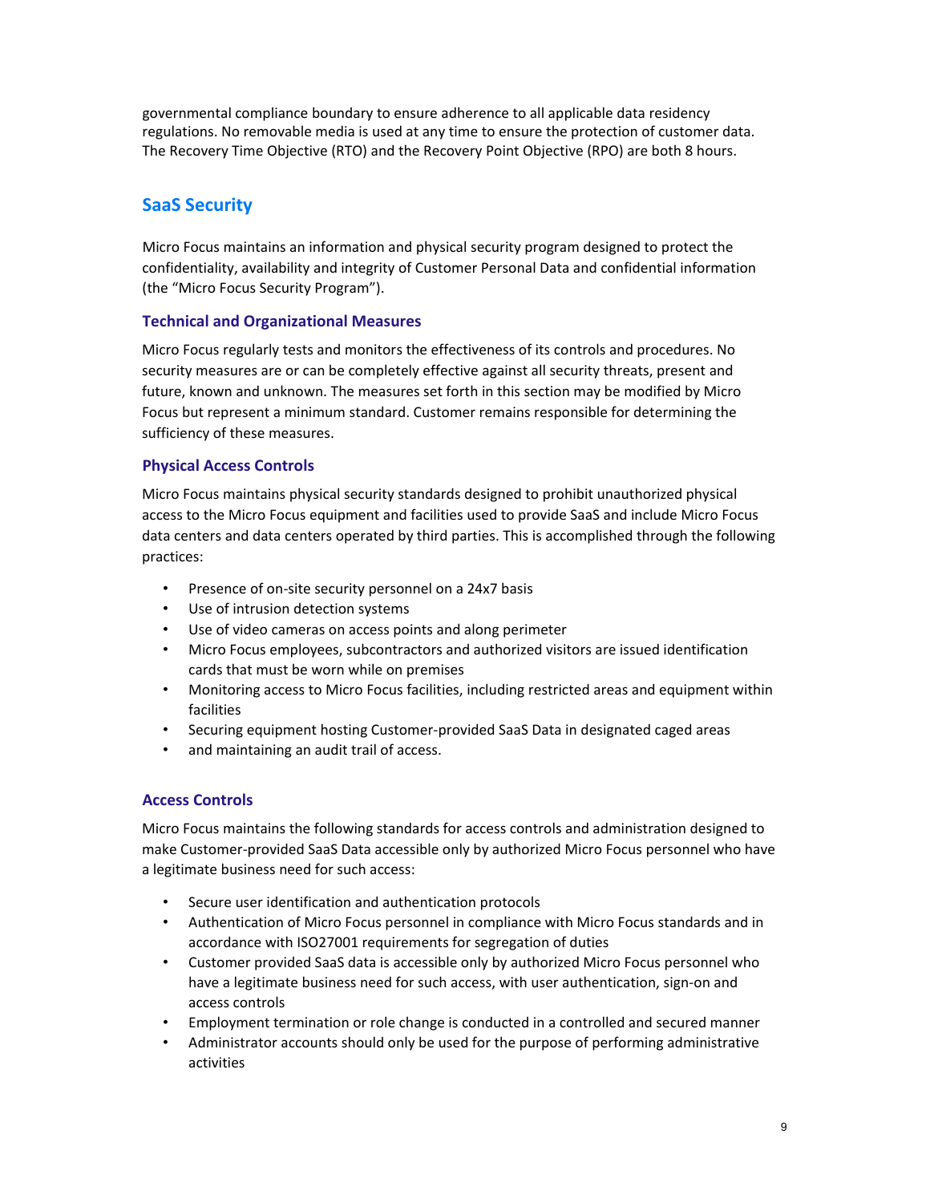governmental compliance boundary to ensure adherence to all applicable data residency regulations. No removable media is used at any time to ensure the protection of customer data. The Recovery Time Objective (RTO) and the Recovery Point Objective (RPO) are both 8 hours.

## SaaS Security

Micro Focus maintains an information and physical security program designed to protect the confidentiality, availability and integrity of Customer Personal Data and confidential information (the "Micro Focus Security Program").

### Technical and Organizational Measures

Micro Focus regularly tests and monitors the effectiveness of its controls and procedures. No security measures are or can be completely effective against all security threats, present and future, known and unknown. The measures set forth in this section may be modified by Micro Focus but represent a minimum standard. Customer remains responsible for determining the sufficiency of these measures.

### Physical Access Controls

Micro Focus maintains physical security standards designed to prohibit unauthorized physical access to the Micro Focus equipment and facilities used to provide SaaS and include Micro Focus data centers and data centers operated by third parties. This is accomplished through the following practices:

- Presence of on-site security personnel on a 24x7 basis
- Use of intrusion detection systems
- Use of video cameras on access points and along perimeter
- Micro Focus employees, subcontractors and authorized visitors are issued identification cards that must be worn while on premises
- Monitoring access to Micro Focus facilities, including restricted areas and equipment within facilities
- Securing equipment hosting Customer-provided SaaS Data in designated caged areas
- and maintaining an audit trail of access.

### Access Controls

Micro Focus maintains the following standards for access controls and administration designed to make Customer-provided SaaS Data accessible only by authorized Micro Focus personnel who have a legitimate business need for such access:

- Secure user identification and authentication protocols
- Authentication of Micro Focus personnel in compliance with Micro Focus standards and in accordance with ISO27001 requirements for segregation of duties
- Customer provided SaaS data is accessible only by authorized Micro Focus personnel who have a legitimate business need for such access, with user authentication, sign-on and access controls
- Employment termination or role change is conducted in a controlled and secured manner
- Administrator accounts should only be used for the purpose of performing administrative activities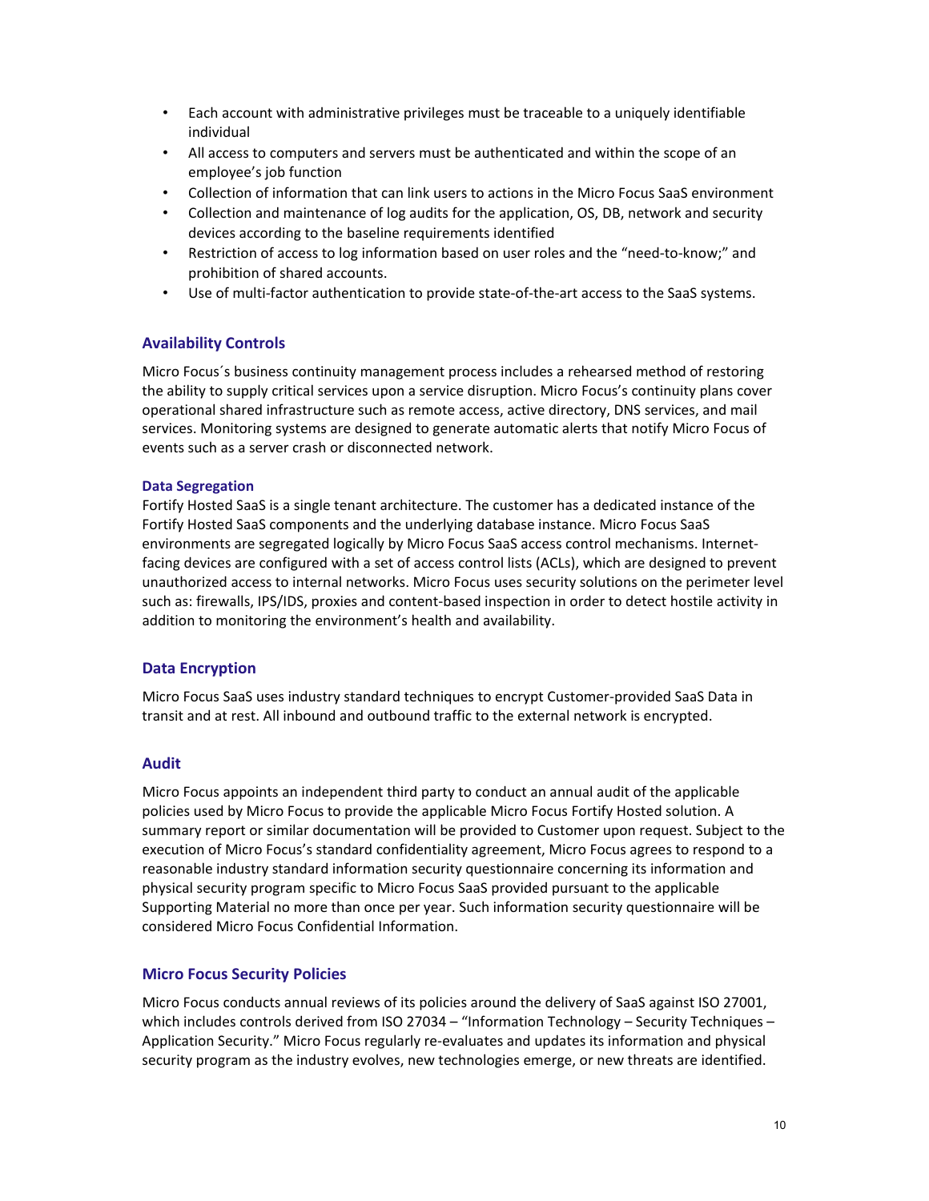- Each account with administrative privileges must be traceable to a uniquely identifiable individual
- All access to computers and servers must be authenticated and within the scope of an employee's job function
- Collection of information that can link users to actions in the Micro Focus SaaS environment
- Collection and maintenance of log audits for the application, OS, DB, network and security devices according to the baseline requirements identified
- Restriction of access to log information based on user roles and the "need-to-know;" and prohibition of shared accounts.
- Use of multi-factor authentication to provide state-of-the-art access to the SaaS systems.

## Availability Controls

Micro Focus´s business continuity management process includes a rehearsed method of restoring the ability to supply critical services upon a service disruption. Micro Focus's continuity plans cover operational shared infrastructure such as remote access, active directory, DNS services, and mail services. Monitoring systems are designed to generate automatic alerts that notify Micro Focus of events such as a server crash or disconnected network.

### Data Segregation

Fortify Hosted SaaS is a single tenant architecture. The customer has a dedicated instance of the Fortify Hosted SaaS components and the underlying database instance. Micro Focus SaaS environments are segregated logically by Micro Focus SaaS access control mechanisms. Internet-facing devices are configured with a set of access control lists (ACLs), which are designed to prevent unauthorized access to internal networks. Micro Focus uses security solutions on the perimeter level such as: firewalls, IPS/IDS, proxies and content-based inspection in order to detect hostile activity in addition to monitoring the environment's health and availability.

## Data Encryption

Micro Focus SaaS uses industry standard techniques to encrypt Customer-provided SaaS Data in transit and at rest. All inbound and outbound traffic to the external network is encrypted.

## Audit

Micro Focus appoints an independent third party to conduct an annual audit of the applicable policies used by Micro Focus to provide the applicable Micro Focus Fortify Hosted solution. A summary report or similar documentation will be provided to Customer upon request. Subject to the execution of Micro Focus's standard confidentiality agreement, Micro Focus agrees to respond to a reasonable industry standard information security questionnaire concerning its information and physical security program specific to Micro Focus SaaS provided pursuant to the applicable Supporting Material no more than once per year. Such information security questionnaire will be considered Micro Focus Confidential Information.

## Micro Focus Security Policies

Micro Focus conducts annual reviews of its policies around the delivery of SaaS against ISO 27001, which includes controls derived from ISO 27034 – "Information Technology – Security Techniques – Application Security." Micro Focus regularly re-evaluates and updates its information and physical security program as the industry evolves, new technologies emerge, or new threats are identified.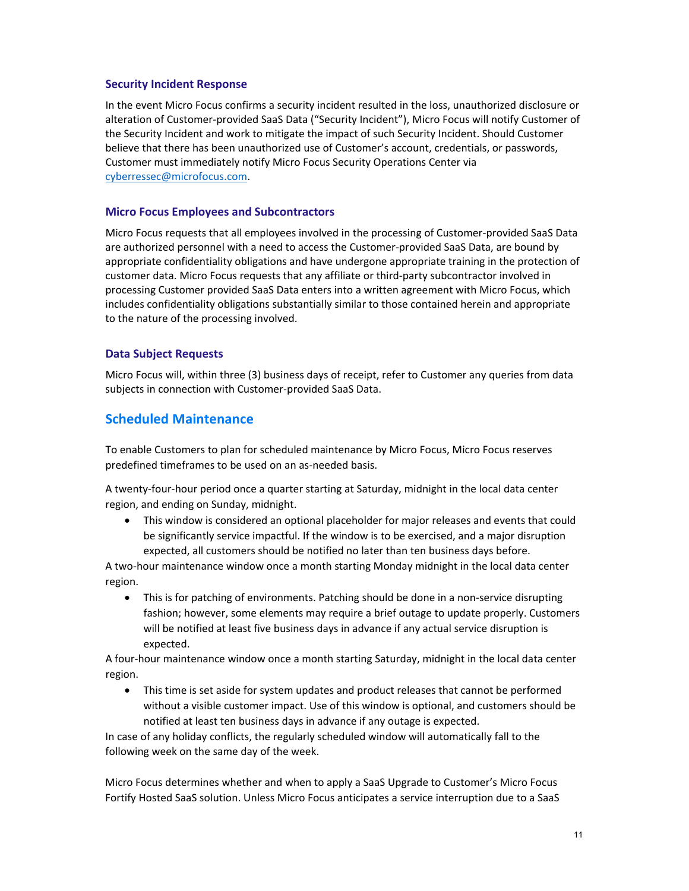### Security Incident Response

In the event Micro Focus confirms a security incident resulted in the loss, unauthorized disclosure or alteration of Customer-provided SaaS Data ("Security Incident"), Micro Focus will notify Customer of the Security Incident and work to mitigate the impact of such Security Incident. Should Customer believe that there has been unauthorized use of Customer's account, credentials, or passwords, Customer must immediately notify Micro Focus Security Operations Center via cyberressec@microfocus.com.

### Micro Focus Employees and Subcontractors

Micro Focus requests that all employees involved in the processing of Customer-provided SaaS Data are authorized personnel with a need to access the Customer-provided SaaS Data, are bound by appropriate confidentiality obligations and have undergone appropriate training in the protection of customer data. Micro Focus requests that any affiliate or third-party subcontractor involved in processing Customer provided SaaS Data enters into a written agreement with Micro Focus, which includes confidentiality obligations substantially similar to those contained herein and appropriate to the nature of the processing involved.

### Data Subject Requests

Micro Focus will, within three (3) business days of receipt, refer to Customer any queries from data subjects in connection with Customer-provided SaaS Data.

## Scheduled Maintenance

To enable Customers to plan for scheduled maintenance by Micro Focus, Micro Focus reserves predefined timeframes to be used on an as-needed basis.

A twenty-four-hour period once a quarter starting at Saturday, midnight in the local data center region, and ending on Sunday, midnight.

- This window is considered an optional placeholder for major releases and events that could be significantly service impactful. If the window is to be exercised, and a major disruption expected, all customers should be notified no later than ten business days before.

A two-hour maintenance window once a month starting Monday midnight in the local data center region.

- This is for patching of environments. Patching should be done in a non-service disrupting fashion; however, some elements may require a brief outage to update properly. Customers will be notified at least five business days in advance if any actual service disruption is expected.

A four-hour maintenance window once a month starting Saturday, midnight in the local data center region.

- This time is set aside for system updates and product releases that cannot be performed without a visible customer impact. Use of this window is optional, and customers should be notified at least ten business days in advance if any outage is expected.

In case of any holiday conflicts, the regularly scheduled window will automatically fall to the following week on the same day of the week.

Micro Focus determines whether and when to apply a SaaS Upgrade to Customer's Micro Focus Fortify Hosted SaaS solution. Unless Micro Focus anticipates a service interruption due to a SaaS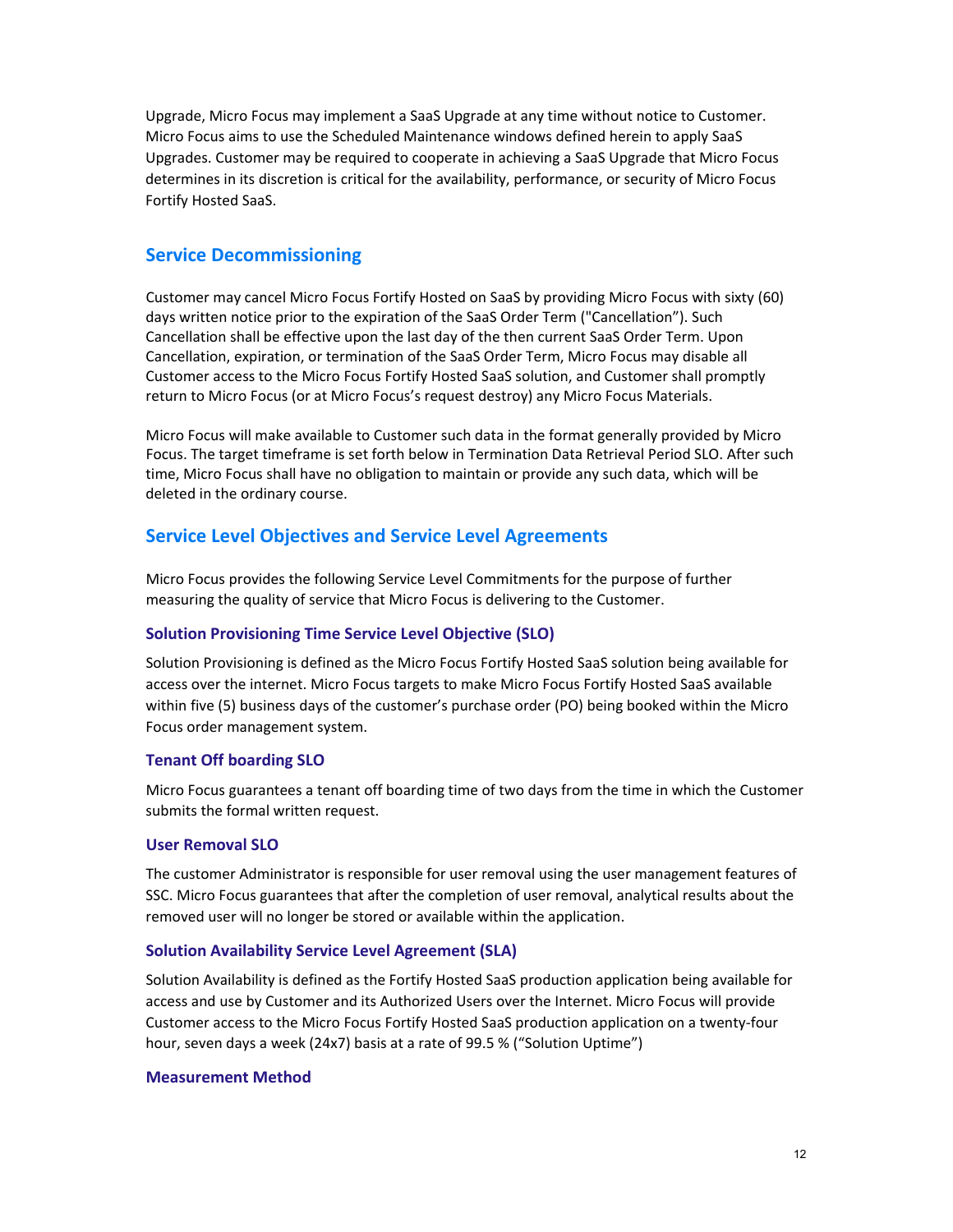Upgrade, Micro Focus may implement a SaaS Upgrade at any time without notice to Customer. Micro Focus aims to use the Scheduled Maintenance windows defined herein to apply SaaS Upgrades. Customer may be required to cooperate in achieving a SaaS Upgrade that Micro Focus determines in its discretion is critical for the availability, performance, or security of Micro Focus Fortify Hosted SaaS.

## Service Decommissioning

Customer may cancel Micro Focus Fortify Hosted on SaaS by providing Micro Focus with sixty (60) days written notice prior to the expiration of the SaaS Order Term ("Cancellation"). Such Cancellation shall be effective upon the last day of the then current SaaS Order Term. Upon Cancellation, expiration, or termination of the SaaS Order Term, Micro Focus may disable all Customer access to the Micro Focus Fortify Hosted SaaS solution, and Customer shall promptly return to Micro Focus (or at Micro Focus's request destroy) any Micro Focus Materials.

Micro Focus will make available to Customer such data in the format generally provided by Micro Focus. The target timeframe is set forth below in Termination Data Retrieval Period SLO. After such time, Micro Focus shall have no obligation to maintain or provide any such data, which will be deleted in the ordinary course.

## Service Level Objectives and Service Level Agreements

Micro Focus provides the following Service Level Commitments for the purpose of further measuring the quality of service that Micro Focus is delivering to the Customer.

### Solution Provisioning Time Service Level Objective (SLO)

Solution Provisioning is defined as the Micro Focus Fortify Hosted SaaS solution being available for access over the internet. Micro Focus targets to make Micro Focus Fortify Hosted SaaS available within five (5) business days of the customer's purchase order (PO) being booked within the Micro Focus order management system.

### Tenant Off boarding SLO

Micro Focus guarantees a tenant off boarding time of two days from the time in which the Customer submits the formal written request.

### User Removal SLO

The customer Administrator is responsible for user removal using the user management features of SSC. Micro Focus guarantees that after the completion of user removal, analytical results about the removed user will no longer be stored or available within the application.

### Solution Availability Service Level Agreement (SLA)

Solution Availability is defined as the Fortify Hosted SaaS production application being available for access and use by Customer and its Authorized Users over the Internet. Micro Focus will provide Customer access to the Micro Focus Fortify Hosted SaaS production application on a twenty-four hour, seven days a week (24x7) basis at a rate of 99.5 % ("Solution Uptime")

### Measurement Method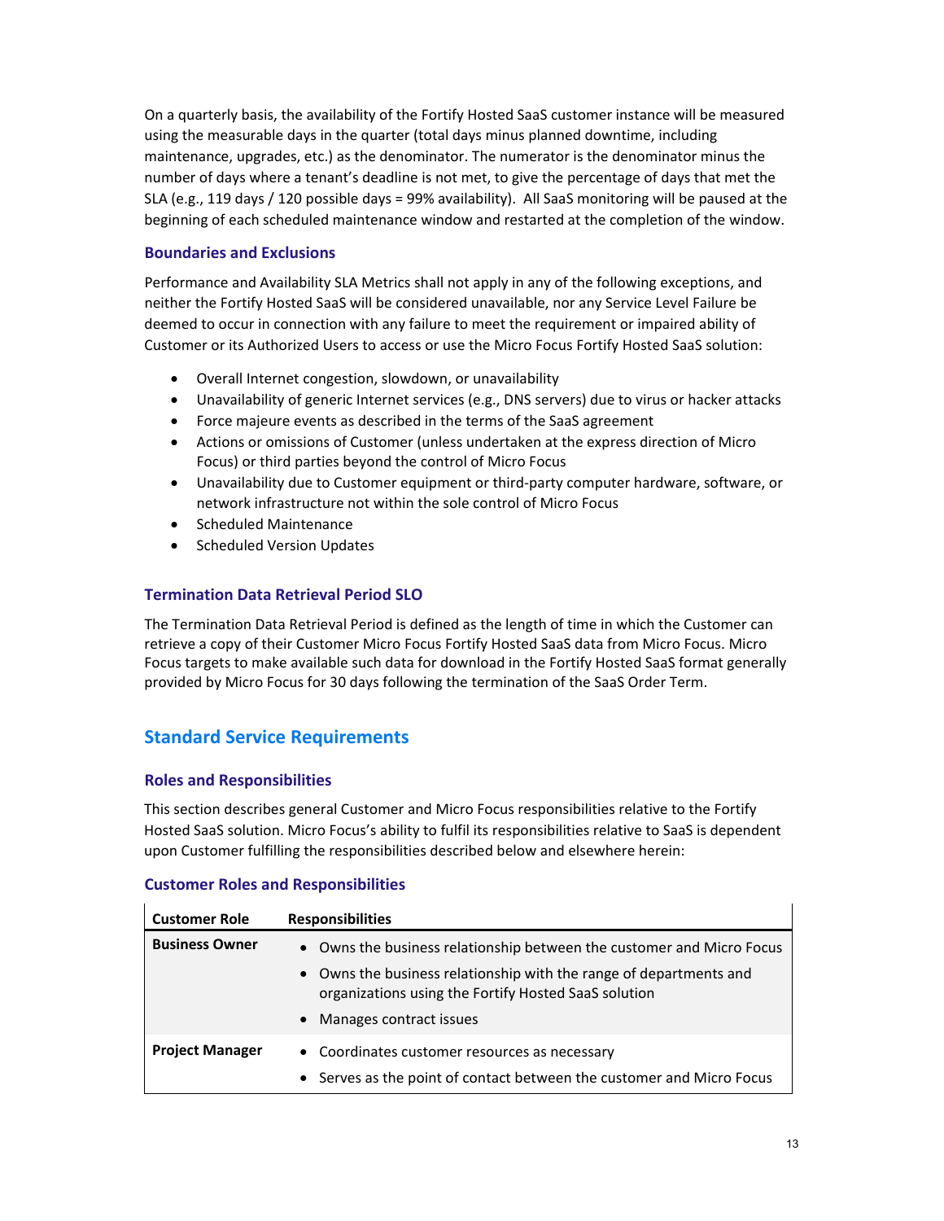On a quarterly basis, the availability of the Fortify Hosted SaaS customer instance will be measured using the measurable days in the quarter (total days minus planned downtime, including maintenance, upgrades, etc.) as the denominator. The numerator is the denominator minus the number of days where a tenant's deadline is not met, to give the percentage of days that met the SLA (e.g., 119 days / 120 possible days = 99% availability). All SaaS monitoring will be paused at the beginning of each scheduled maintenance window and restarted at the completion of the window.

### Boundaries and Exclusions

Performance and Availability SLA Metrics shall not apply in any of the following exceptions, and neither the Fortify Hosted SaaS will be considered unavailable, nor any Service Level Failure be deemed to occur in connection with any failure to meet the requirement or impaired ability of Customer or its Authorized Users to access or use the Micro Focus Fortify Hosted SaaS solution:

- Overall Internet congestion, slowdown, or unavailability
- Unavailability of generic Internet services (e.g., DNS servers) due to virus or hacker attacks
- Force majeure events as described in the terms of the SaaS agreement
- Actions or omissions of Customer (unless undertaken at the express direction of Micro Focus) or third parties beyond the control of Micro Focus
- Unavailability due to Customer equipment or third-party computer hardware, software, or network infrastructure not within the sole control of Micro Focus
- Scheduled Maintenance
- Scheduled Version Updates

### Termination Data Retrieval Period SLO

The Termination Data Retrieval Period is defined as the length of time in which the Customer can retrieve a copy of their Customer Micro Focus Fortify Hosted SaaS data from Micro Focus. Micro Focus targets to make available such data for download in the Fortify Hosted SaaS format generally provided by Micro Focus for 30 days following the termination of the SaaS Order Term.

## Standard Service Requirements

### Roles and Responsibilities

This section describes general Customer and Micro Focus responsibilities relative to the Fortify Hosted SaaS solution. Micro Focus's ability to fulfil its responsibilities relative to SaaS is dependent upon Customer fulfilling the responsibilities described below and elsewhere herein:

### Customer Roles and Responsibilities

| Customer Role | Responsibilities |
|---|---|
| **Business Owner** | • Owns the business relationship between the customer and Micro Focus<br>• Owns the business relationship with the range of departments and organizations using the Fortify Hosted SaaS solution<br>• Manages contract issues |
| **Project Manager** | • Coordinates customer resources as necessary<br>• Serves as the point of contact between the customer and Micro Focus |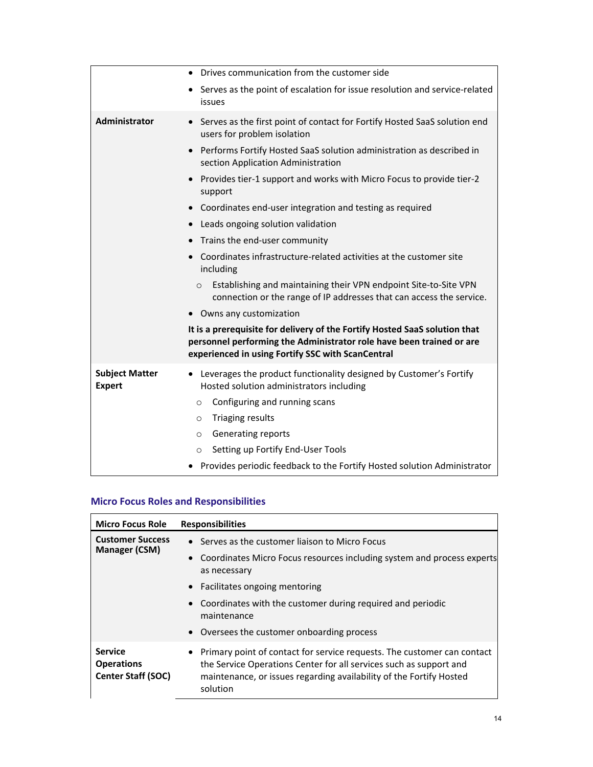| | |
|---|---|
| | • Drives communication from the customer side<br>• Serves as the point of escalation for issue resolution and service-related issues |
| **Administrator** | • Serves as the first point of contact for Fortify Hosted SaaS solution end users for problem isolation<br>• Performs Fortify Hosted SaaS solution administration as described in section Application Administration<br>• Provides tier-1 support and works with Micro Focus to provide tier-2 support<br>• Coordinates end-user integration and testing as required<br>• Leads ongoing solution validation<br>• Trains the end-user community<br>• Coordinates infrastructure-related activities at the customer site including<br>&nbsp;&nbsp;○ Establishing and maintaining their VPN endpoint Site-to-Site VPN connection or the range of IP addresses that can access the service.<br>• Owns any customization<br>**It is a prerequisite for delivery of the Fortify Hosted SaaS solution that personnel performing the Administrator role have been trained or are experienced in using Fortify SSC with ScanCentral** |
| **Subject Matter Expert** | • Leverages the product functionality designed by Customer's Fortify Hosted solution administrators including<br>&nbsp;&nbsp;○ Configuring and running scans<br>&nbsp;&nbsp;○ Triaging results<br>&nbsp;&nbsp;○ Generating reports<br>&nbsp;&nbsp;○ Setting up Fortify End-User Tools<br>• Provides periodic feedback to the Fortify Hosted solution Administrator |

### Micro Focus Roles and Responsibilities

| Micro Focus Role | Responsibilities |
|---|---|
| **Customer Success Manager (CSM)** | • Serves as the customer liaison to Micro Focus<br>• Coordinates Micro Focus resources including system and process experts as necessary<br>• Facilitates ongoing mentoring<br>• Coordinates with the customer during required and periodic maintenance<br>• Oversees the customer onboarding process |
| **Service Operations Center Staff (SOC)** | • Primary point of contact for service requests. The customer can contact the Service Operations Center for all services such as support and maintenance, or issues regarding availability of the Fortify Hosted solution |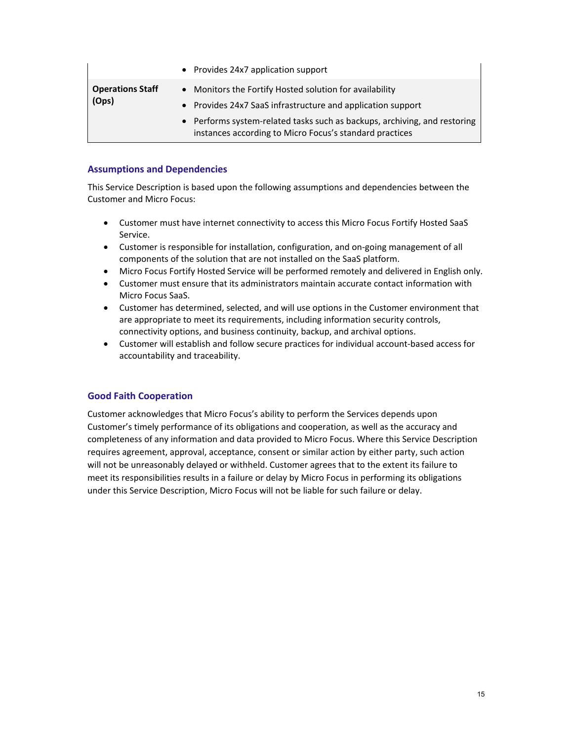| | |
|---|---|
| | • Provides 24x7 application support |
| **Operations Staff (Ops)** | • Monitors the Fortify Hosted solution for availability<br>• Provides 24x7 SaaS infrastructure and application support<br>• Performs system-related tasks such as backups, archiving, and restoring instances according to Micro Focus's standard practices |

### Assumptions and Dependencies

This Service Description is based upon the following assumptions and dependencies between the Customer and Micro Focus:

- Customer must have internet connectivity to access this Micro Focus Fortify Hosted SaaS Service.
- Customer is responsible for installation, configuration, and on-going management of all components of the solution that are not installed on the SaaS platform.
- Micro Focus Fortify Hosted Service will be performed remotely and delivered in English only.
- Customer must ensure that its administrators maintain accurate contact information with Micro Focus SaaS.
- Customer has determined, selected, and will use options in the Customer environment that are appropriate to meet its requirements, including information security controls, connectivity options, and business continuity, backup, and archival options.
- Customer will establish and follow secure practices for individual account-based access for accountability and traceability.

### Good Faith Cooperation

Customer acknowledges that Micro Focus's ability to perform the Services depends upon Customer's timely performance of its obligations and cooperation, as well as the accuracy and completeness of any information and data provided to Micro Focus. Where this Service Description requires agreement, approval, acceptance, consent or similar action by either party, such action will not be unreasonably delayed or withheld. Customer agrees that to the extent its failure to meet its responsibilities results in a failure or delay by Micro Focus in performing its obligations under this Service Description, Micro Focus will not be liable for such failure or delay.